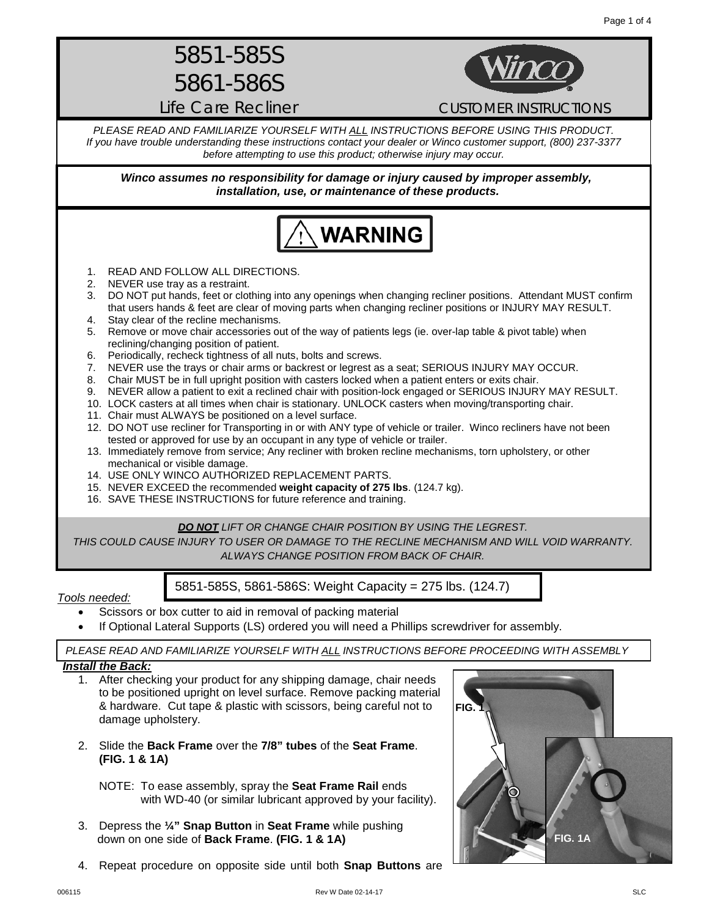# 5851-585S
# 5861-586S
## Life Care Recliner

CUSTOMER INSTRUCTIONS

*PLEASE READ AND FAMILIARIZE YOURSELF WITH ALL INSTRUCTIONS BEFORE USING THIS PRODUCT. If you have trouble understanding these instructions contact your dealer or Winco customer support, (800) 237-3377 before attempting to use this product; otherwise injury may occur.*

***Winco assumes no responsibility for damage or injury caused by improper assembly, installation, use, or maintenance of these products.***

**WARNING**

1. READ AND FOLLOW ALL DIRECTIONS.
2. NEVER use tray as a restraint.
3. DO NOT put hands, feet or clothing into any openings when changing recliner positions. Attendant MUST confirm that users hands & feet are clear of moving parts when changing recliner positions or INJURY MAY RESULT.
4. Stay clear of the recline mechanisms.
5. Remove or move chair accessories out of the way of patients legs (ie. over-lap table & pivot table) when reclining/changing position of patient.
6. Periodically, recheck tightness of all nuts, bolts and screws.
7. NEVER use the trays or chair arms or backrest or legrest as a seat; SERIOUS INJURY MAY OCCUR.
8. Chair MUST be in full upright position with casters locked when a patient enters or exits chair.
9. NEVER allow a patient to exit a reclined chair with position-lock engaged or SERIOUS INJURY MAY RESULT.
10. LOCK casters at all times when chair is stationary. UNLOCK casters when moving/transporting chair.
11. Chair must ALWAYS be positioned on a level surface.
12. DO NOT use recliner for Transporting in or with ANY type of vehicle or trailer. Winco recliners have not been tested or approved for use by an occupant in any type of vehicle or trailer.
13. Immediately remove from service; Any recliner with broken recline mechanisms, torn upholstery, or other mechanical or visible damage.
14. USE ONLY WINCO AUTHORIZED REPLACEMENT PARTS.
15. NEVER EXCEED the recommended **weight capacity of 275 lbs**. (124.7 kg).
16. SAVE THESE INSTRUCTIONS for future reference and training.

***DO NOT*** *LIFT OR CHANGE CHAIR POSITION BY USING THE LEGREST. THIS COULD CAUSE INJURY TO USER OR DAMAGE TO THE RECLINE MECHANISM AND WILL VOID WARRANTY. ALWAYS CHANGE POSITION FROM BACK OF CHAIR.*

5851-585S, 5861-586S: Weight Capacity = 275 lbs. (124.7)

*Tools needed:*

- Scissors or box cutter to aid in removal of packing material
- If Optional Lateral Supports (LS) ordered you will need a Phillips screwdriver for assembly.

*PLEASE READ AND FAMILIARIZE YOURSELF WITH ALL INSTRUCTIONS BEFORE PROCEEDING WITH ASSEMBLY*

***Install the Back:***

1. After checking your product for any shipping damage, chair needs to be positioned upright on level surface. Remove packing material & hardware. Cut tape & plastic with scissors, being careful not to damage upholstery.
2. Slide the **Back Frame** over the **7/8" tubes** of the **Seat Frame**. **(FIG. 1 & 1A)**

   NOTE: To ease assembly, spray the **Seat Frame Rail** ends with WD-40 (or similar lubricant approved by your facility).
3. Depress the **¼" Snap Button** in **Seat Frame** while pushing down on one side of **Back Frame**. **(FIG. 1 & 1A)**
4. Repeat procedure on opposite side until both **Snap Buttons** are

FIG. 1

FIG. 1A

006115 Rev W Date 02-14-17 SLC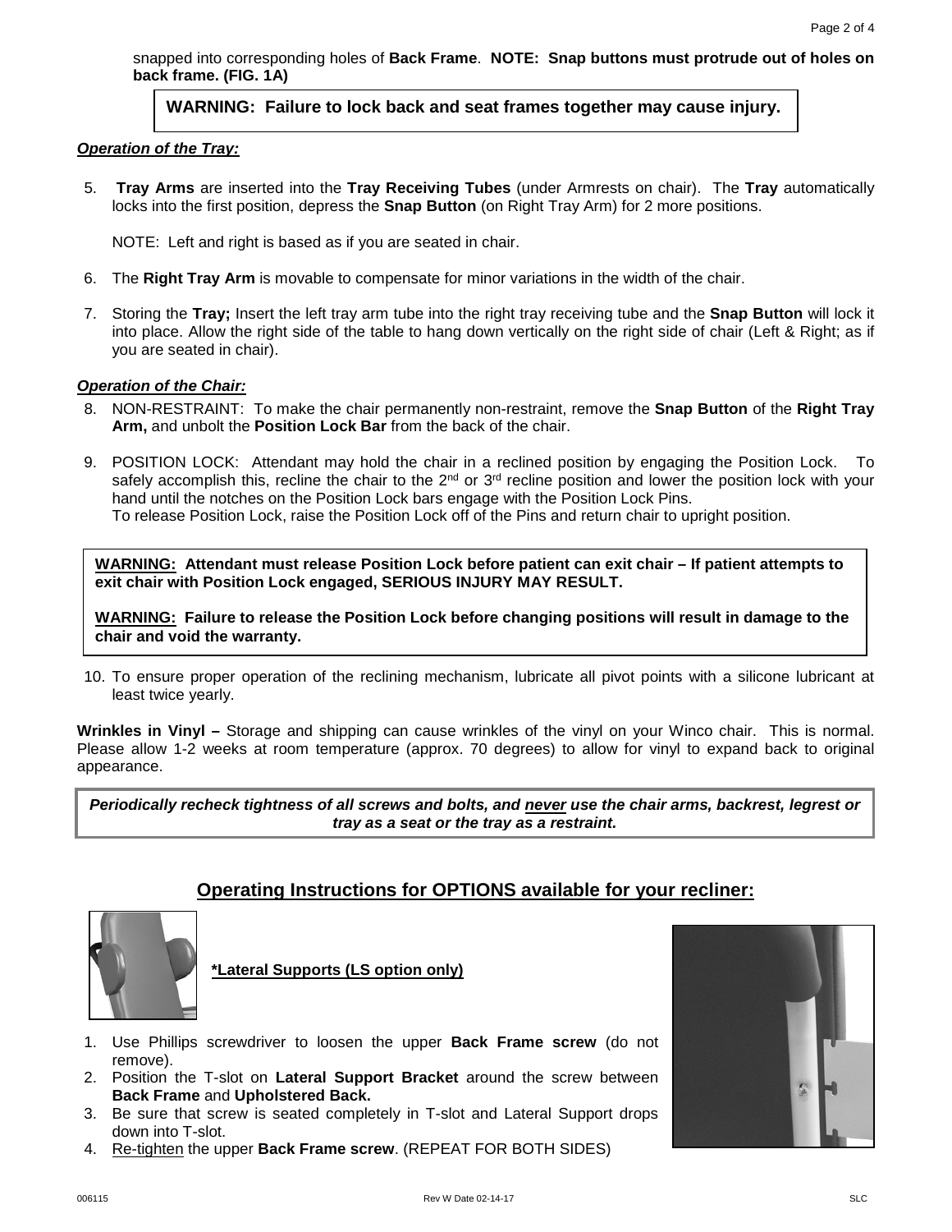snapped into corresponding holes of **Back Frame**. **NOTE: Snap buttons must protrude out of holes on back frame. (FIG. 1A)**

**WARNING: Failure to lock back and seat frames together may cause injury.**

***Operation of the Tray:***

5. **Tray Arms** are inserted into the **Tray Receiving Tubes** (under Armrests on chair). The **Tray** automatically locks into the first position, depress the **Snap Button** (on Right Tray Arm) for 2 more positions.

   NOTE: Left and right is based as if you are seated in chair.

6. The **Right Tray Arm** is movable to compensate for minor variations in the width of the chair.

7. Storing the **Tray;** Insert the left tray arm tube into the right tray receiving tube and the **Snap Button** will lock it into place. Allow the right side of the table to hang down vertically on the right side of chair (Left & Right; as if you are seated in chair).

***Operation of the Chair:***

8. NON-RESTRAINT: To make the chair permanently non-restraint, remove the **Snap Button** of the **Right Tray Arm,** and unbolt the **Position Lock Bar** from the back of the chair.

9. POSITION LOCK: Attendant may hold the chair in a reclined position by engaging the Position Lock. To safely accomplish this, recline the chair to the 2nd or 3rd recline position and lower the position lock with your hand until the notches on the Position Lock bars engage with the Position Lock Pins.
   To release Position Lock, raise the Position Lock off of the Pins and return chair to upright position.

**<u>WARNING:</u> Attendant must release Position Lock before patient can exit chair – If patient attempts to exit chair with Position Lock engaged, SERIOUS INJURY MAY RESULT.**

**<u>WARNING:</u> Failure to release the Position Lock before changing positions will result in damage to the chair and void the warranty.**

10. To ensure proper operation of the reclining mechanism, lubricate all pivot points with a silicone lubricant at least twice yearly.

**Wrinkles in Vinyl –** Storage and shipping can cause wrinkles of the vinyl on your Winco chair. This is normal. Please allow 1-2 weeks at room temperature (approx. 70 degrees) to allow for vinyl to expand back to original appearance.

***Periodically recheck tightness of all screws and bolts, and <u>never</u> use the chair arms, backrest, legrest or tray as a seat or the tray as a restraint.***

## Operating Instructions for OPTIONS available for your recliner:

**<u>*Lateral Supports (LS option only)</u>**

1. Use Phillips screwdriver to loosen the upper **Back Frame screw** (do not remove).
2. Position the T-slot on **Lateral Support Bracket** around the screw between **Back Frame** and **Upholstered Back.**
3. Be sure that screw is seated completely in T-slot and Lateral Support drops down into T-slot.
4. <u>Re-tighten</u> the upper **Back Frame screw**. (REPEAT FOR BOTH SIDES)

006115 Rev W Date 02-14-17 SLC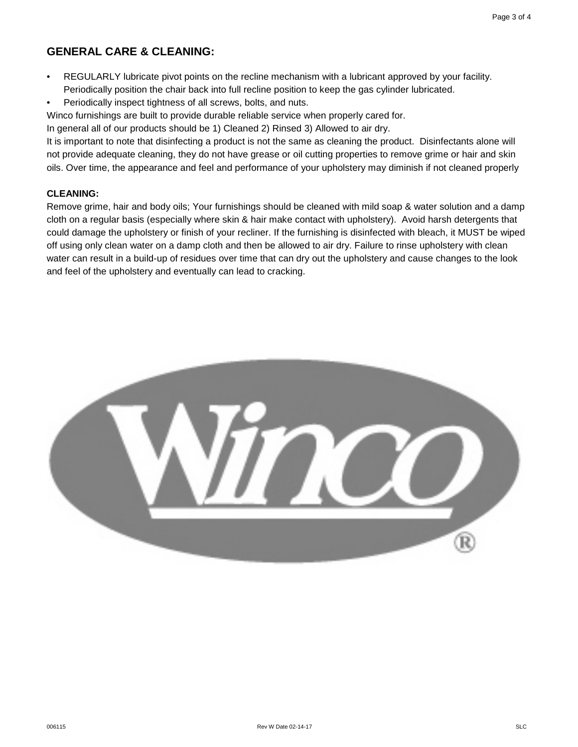## GENERAL CARE & CLEANING:

- REGULARLY lubricate pivot points on the recline mechanism with a lubricant approved by your facility. Periodically position the chair back into full recline position to keep the gas cylinder lubricated.
- Periodically inspect tightness of all screws, bolts, and nuts.

Winco furnishings are built to provide durable reliable service when properly cared for.
In general all of our products should be 1) Cleaned 2) Rinsed 3) Allowed to air dry.
It is important to note that disinfecting a product is not the same as cleaning the product. Disinfectants alone will not provide adequate cleaning, they do not have grease or oil cutting properties to remove grime or hair and skin oils. Over time, the appearance and feel and performance of your upholstery may diminish if not cleaned properly

**CLEANING:**
Remove grime, hair and body oils; Your furnishings should be cleaned with mild soap & water solution and a damp cloth on a regular basis (especially where skin & hair make contact with upholstery). Avoid harsh detergents that could damage the upholstery or finish of your recliner. If the furnishing is disinfected with bleach, it MUST be wiped off using only clean water on a damp cloth and then be allowed to air dry. Failure to rinse upholstery with clean water can result in a build-up of residues over time that can dry out the upholstery and cause changes to the look and feel of the upholstery and eventually can lead to cracking.

Winco®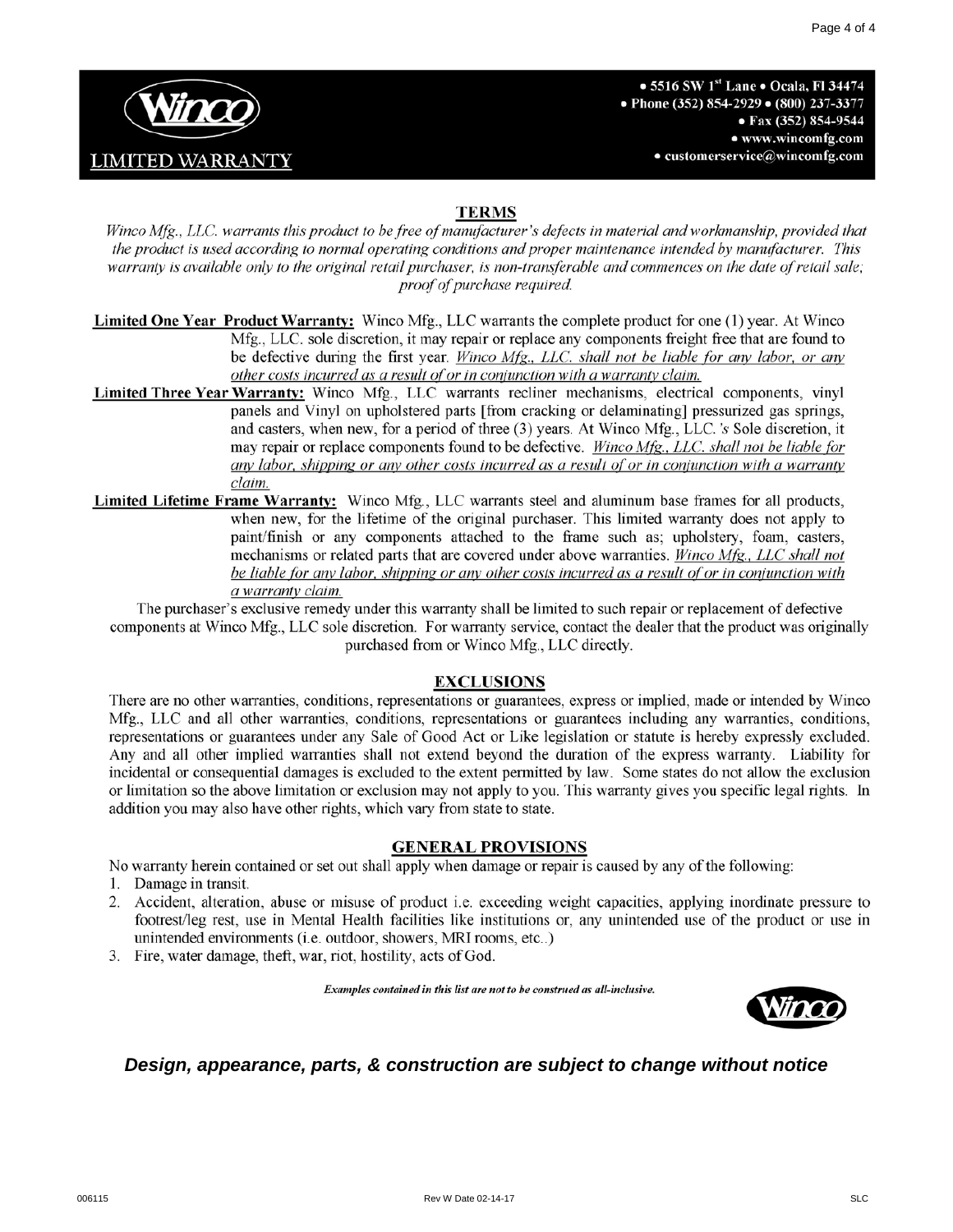Winco

## LIMITED WARRANTY

• 5516 SW 1st Lane • Ocala, Fl 34474
• Phone (352) 854-2929 • (800) 237-3377
• Fax (352) 854-9544
• www.wincomfg.com
• customerservice@wincomfg.com

## TERMS

*Winco Mfg., LLC. warrants this product to be free of manufacturer's defects in material and workmanship, provided that the product is used according to normal operating conditions and proper maintenance intended by manufacturer. This warranty is available only to the original retail purchaser, is non-transferable and commences on the date of retail sale; proof of purchase required.*

**Limited One Year Product Warranty:** Winco Mfg., LLC warrants the complete product for one (1) year. At Winco Mfg., LLC. sole discretion, it may repair or replace any components freight free that are found to be defective during the first year. *Winco Mfg., LLC. shall not be liable for any labor, or any other costs incurred as a result of or in conjunction with a warranty claim.*

**Limited Three Year Warranty:** Winco Mfg., LLC warrants recliner mechanisms, electrical components, vinyl panels and Vinyl on upholstered parts [from cracking or delaminating] pressurized gas springs, and casters, when new, for a period of three (3) years. At Winco Mfg., LLC.'s Sole discretion, it may repair or replace components found to be defective. *Winco Mfg., LLC. shall not be liable for any labor, shipping or any other costs incurred as a result of or in conjunction with a warranty claim.*

**Limited Lifetime Frame Warranty:** Winco Mfg., LLC warrants steel and aluminum base frames for all products, when new, for the lifetime of the original purchaser. This limited warranty does not apply to paint/finish or any components attached to the frame such as; upholstery, foam, casters, mechanisms or related parts that are covered under above warranties. *Winco Mfg., LLC shall not be liable for any labor, shipping or any other costs incurred as a result of or in conjunction with a warranty claim.*

The purchaser's exclusive remedy under this warranty shall be limited to such repair or replacement of defective components at Winco Mfg., LLC sole discretion. For warranty service, contact the dealer that the product was originally purchased from or Winco Mfg., LLC directly.

## EXCLUSIONS

There are no other warranties, conditions, representations or guarantees, express or implied, made or intended by Winco Mfg., LLC and all other warranties, conditions, representations or guarantees including any warranties, conditions, representations or guarantees under any Sale of Good Act or Like legislation or statute is hereby expressly excluded. Any and all other implied warranties shall not extend beyond the duration of the express warranty. Liability for incidental or consequential damages is excluded to the extent permitted by law. Some states do not allow the exclusion or limitation so the above limitation or exclusion may not apply to you. This warranty gives you specific legal rights. In addition you may also have other rights, which vary from state to state.

## GENERAL PROVISIONS

No warranty herein contained or set out shall apply when damage or repair is caused by any of the following:

1. Damage in transit.
2. Accident, alteration, abuse or misuse of product i.e. exceeding weight capacities, applying inordinate pressure to footrest/leg rest, use in Mental Health facilities like institutions or, any unintended use of the product or use in unintended environments (i.e. outdoor, showers, MRI rooms, etc..)
3. Fire, water damage, theft, war, riot, hostility, acts of God.

***Examples contained in this list are not to be construed as all-inclusive.***

Winco

***Design, appearance, parts, & construction are subject to change without notice***

006115 Rev W Date 02-14-17 SLC